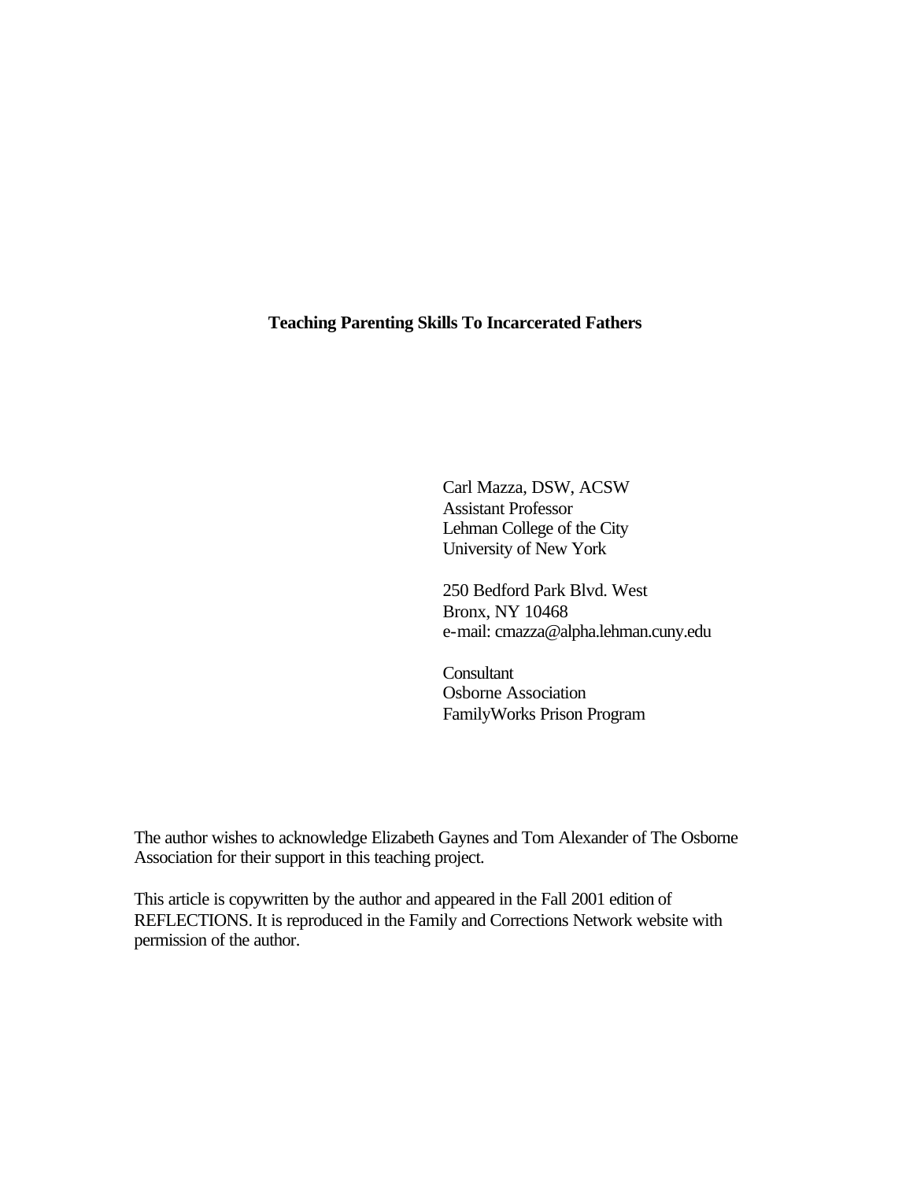# Teaching Parenting Skills To Incarcerated Fathers

Carl Mazza, DSW, ACSW
Assistant Professor
Lehman College of the City
University of New York

250 Bedford Park Blvd. West
Bronx, NY 10468
e-mail: cmazza@alpha.lehman.cuny.edu

Consultant
Osborne Association
FamilyWorks Prison Program

The author wishes to acknowledge Elizabeth Gaynes and Tom Alexander of The Osborne Association for their support in this teaching project.

This article is copywritten by the author and appeared in the Fall 2001 edition of REFLECTIONS. It is reproduced in the Family and Corrections Network website with permission of the author.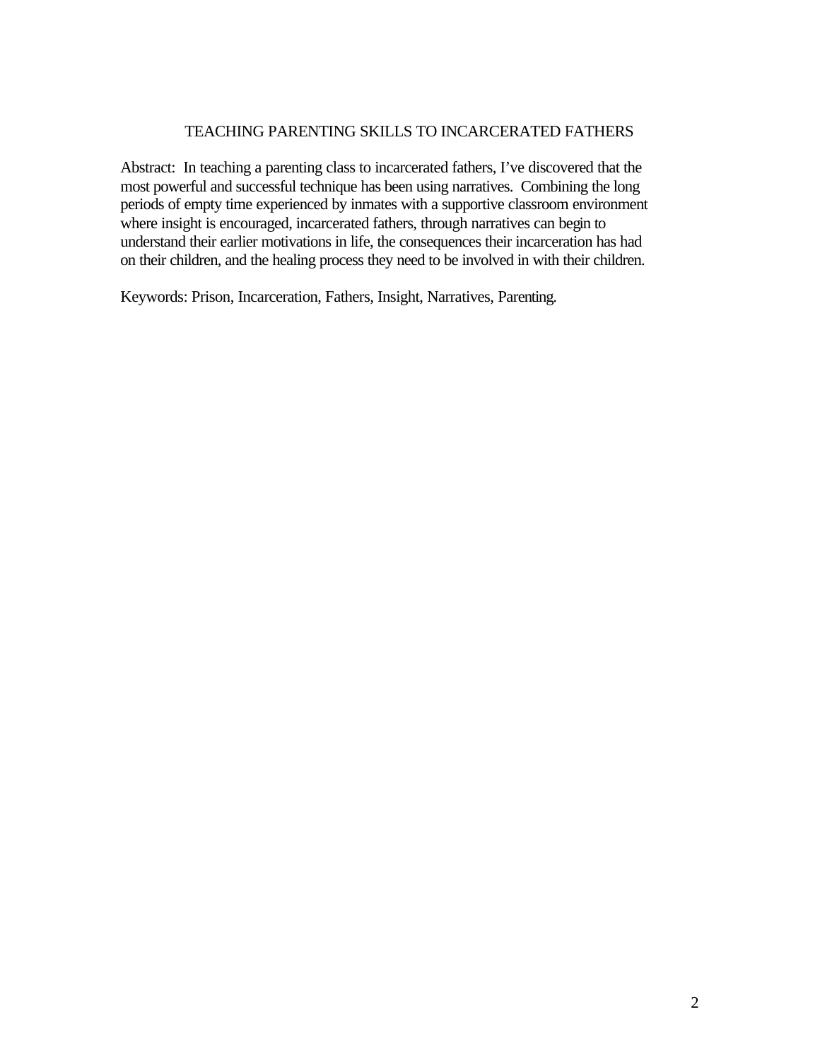# TEACHING PARENTING SKILLS TO INCARCERATED FATHERS

Abstract: In teaching a parenting class to incarcerated fathers, I've discovered that the most powerful and successful technique has been using narratives. Combining the long periods of empty time experienced by inmates with a supportive classroom environment where insight is encouraged, incarcerated fathers, through narratives can begin to understand their earlier motivations in life, the consequences their incarceration has had on their children, and the healing process they need to be involved in with their children.

Keywords: Prison, Incarceration, Fathers, Insight, Narratives, Parenting.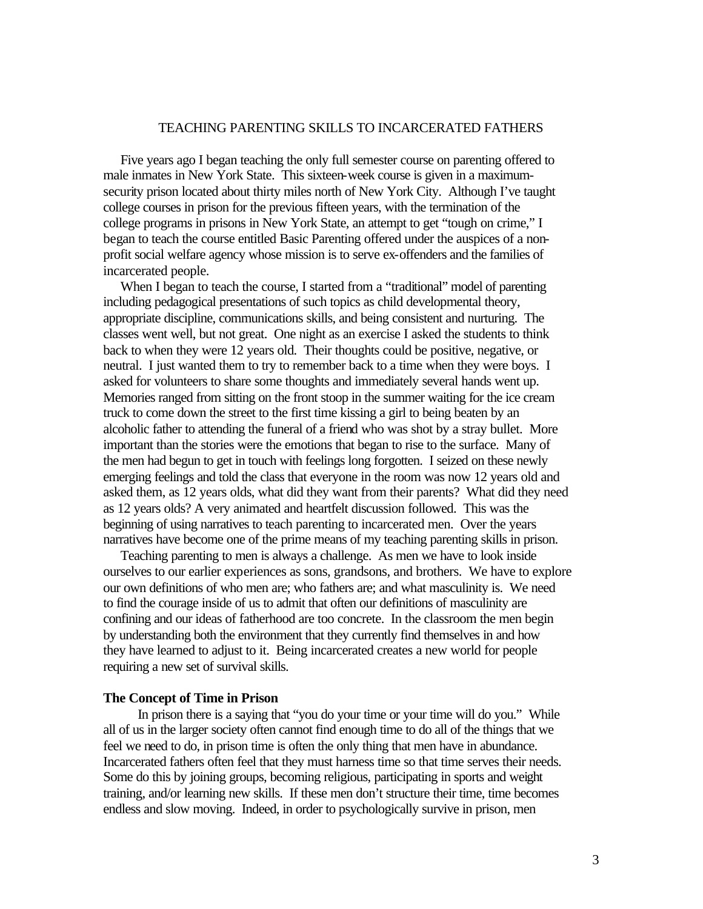# TEACHING PARENTING SKILLS TO INCARCERATED FATHERS

Five years ago I began teaching the only full semester course on parenting offered to male inmates in New York State. This sixteen-week course is given in a maximum-security prison located about thirty miles north of New York City. Although I've taught college courses in prison for the previous fifteen years, with the termination of the college programs in prisons in New York State, an attempt to get "tough on crime," I began to teach the course entitled Basic Parenting offered under the auspices of a non-profit social welfare agency whose mission is to serve ex-offenders and the families of incarcerated people.

When I began to teach the course, I started from a "traditional" model of parenting including pedagogical presentations of such topics as child developmental theory, appropriate discipline, communications skills, and being consistent and nurturing. The classes went well, but not great. One night as an exercise I asked the students to think back to when they were 12 years old. Their thoughts could be positive, negative, or neutral. I just wanted them to try to remember back to a time when they were boys. I asked for volunteers to share some thoughts and immediately several hands went up. Memories ranged from sitting on the front stoop in the summer waiting for the ice cream truck to come down the street to the first time kissing a girl to being beaten by an alcoholic father to attending the funeral of a friend who was shot by a stray bullet. More important than the stories were the emotions that began to rise to the surface. Many of the men had begun to get in touch with feelings long forgotten. I seized on these newly emerging feelings and told the class that everyone in the room was now 12 years old and asked them, as 12 years olds, what did they want from their parents? What did they need as 12 years olds? A very animated and heartfelt discussion followed. This was the beginning of using narratives to teach parenting to incarcerated men. Over the years narratives have become one of the prime means of my teaching parenting skills in prison.

Teaching parenting to men is always a challenge. As men we have to look inside ourselves to our earlier experiences as sons, grandsons, and brothers. We have to explore our own definitions of who men are; who fathers are; and what masculinity is. We need to find the courage inside of us to admit that often our definitions of masculinity are confining and our ideas of fatherhood are too concrete. In the classroom the men begin by understanding both the environment that they currently find themselves in and how they have learned to adjust to it. Being incarcerated creates a new world for people requiring a new set of survival skills.

**The Concept of Time in Prison**

In prison there is a saying that "you do your time or your time will do you." While all of us in the larger society often cannot find enough time to do all of the things that we feel we need to do, in prison time is often the only thing that men have in abundance. Incarcerated fathers often feel that they must harness time so that time serves their needs. Some do this by joining groups, becoming religious, participating in sports and weight training, and/or learning new skills. If these men don't structure their time, time becomes endless and slow moving. Indeed, in order to psychologically survive in prison, men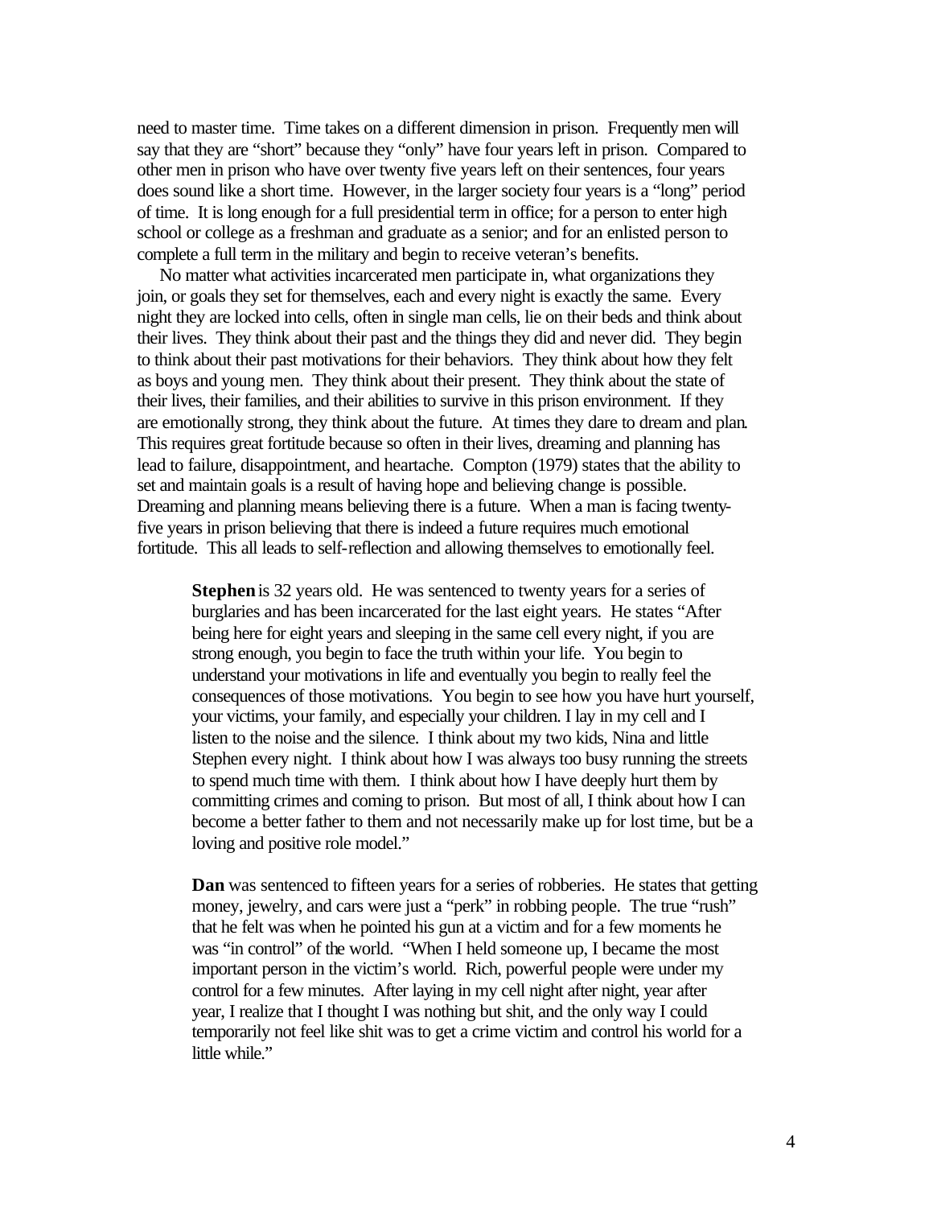need to master time. Time takes on a different dimension in prison. Frequently men will say that they are "short" because they "only" have four years left in prison. Compared to other men in prison who have over twenty five years left on their sentences, four years does sound like a short time. However, in the larger society four years is a "long" period of time. It is long enough for a full presidential term in office; for a person to enter high school or college as a freshman and graduate as a senior; and for an enlisted person to complete a full term in the military and begin to receive veteran's benefits.

No matter what activities incarcerated men participate in, what organizations they join, or goals they set for themselves, each and every night is exactly the same. Every night they are locked into cells, often in single man cells, lie on their beds and think about their lives. They think about their past and the things they did and never did. They begin to think about their past motivations for their behaviors. They think about how they felt as boys and young men. They think about their present. They think about the state of their lives, their families, and their abilities to survive in this prison environment. If they are emotionally strong, they think about the future. At times they dare to dream and plan. This requires great fortitude because so often in their lives, dreaming and planning has lead to failure, disappointment, and heartache. Compton (1979) states that the ability to set and maintain goals is a result of having hope and believing change is possible. Dreaming and planning means believing there is a future. When a man is facing twenty-five years in prison believing that there is indeed a future requires much emotional fortitude. This all leads to self-reflection and allowing themselves to emotionally feel.

> **Stephen** is 32 years old. He was sentenced to twenty years for a series of burglaries and has been incarcerated for the last eight years. He states "After being here for eight years and sleeping in the same cell every night, if you are strong enough, you begin to face the truth within your life. You begin to understand your motivations in life and eventually you begin to really feel the consequences of those motivations. You begin to see how you have hurt yourself, your victims, your family, and especially your children. I lay in my cell and I listen to the noise and the silence. I think about my two kids, Nina and little Stephen every night. I think about how I was always too busy running the streets to spend much time with them. I think about how I have deeply hurt them by committing crimes and coming to prison. But most of all, I think about how I can become a better father to them and not necessarily make up for lost time, but be a loving and positive role model."

> **Dan** was sentenced to fifteen years for a series of robberies. He states that getting money, jewelry, and cars were just a "perk" in robbing people. The true "rush" that he felt was when he pointed his gun at a victim and for a few moments he was "in control" of the world. "When I held someone up, I became the most important person in the victim's world. Rich, powerful people were under my control for a few minutes. After laying in my cell night after night, year after year, I realize that I thought I was nothing but shit, and the only way I could temporarily not feel like shit was to get a crime victim and control his world for a little while."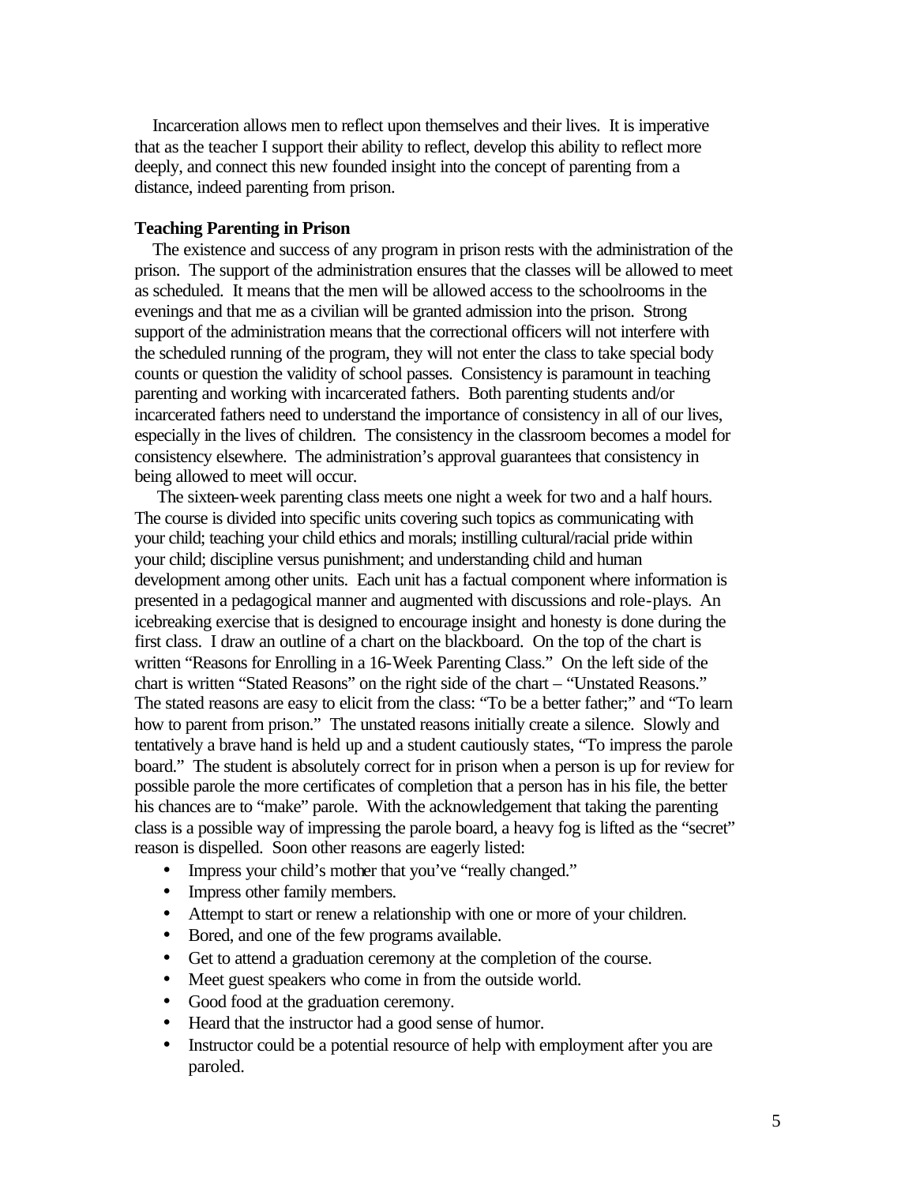Incarceration allows men to reflect upon themselves and their lives. It is imperative that as the teacher I support their ability to reflect, develop this ability to reflect more deeply, and connect this new founded insight into the concept of parenting from a distance, indeed parenting from prison.

**Teaching Parenting in Prison**

The existence and success of any program in prison rests with the administration of the prison. The support of the administration ensures that the classes will be allowed to meet as scheduled. It means that the men will be allowed access to the schoolrooms in the evenings and that me as a civilian will be granted admission into the prison. Strong support of the administration means that the correctional officers will not interfere with the scheduled running of the program, they will not enter the class to take special body counts or question the validity of school passes. Consistency is paramount in teaching parenting and working with incarcerated fathers. Both parenting students and/or incarcerated fathers need to understand the importance of consistency in all of our lives, especially in the lives of children. The consistency in the classroom becomes a model for consistency elsewhere. The administration's approval guarantees that consistency in being allowed to meet will occur.

The sixteen-week parenting class meets one night a week for two and a half hours. The course is divided into specific units covering such topics as communicating with your child; teaching your child ethics and morals; instilling cultural/racial pride within your child; discipline versus punishment; and understanding child and human development among other units. Each unit has a factual component where information is presented in a pedagogical manner and augmented with discussions and role-plays. An icebreaking exercise that is designed to encourage insight and honesty is done during the first class. I draw an outline of a chart on the blackboard. On the top of the chart is written "Reasons for Enrolling in a 16-Week Parenting Class." On the left side of the chart is written "Stated Reasons" on the right side of the chart – "Unstated Reasons." The stated reasons are easy to elicit from the class: "To be a better father;" and "To learn how to parent from prison." The unstated reasons initially create a silence. Slowly and tentatively a brave hand is held up and a student cautiously states, "To impress the parole board." The student is absolutely correct for in prison when a person is up for review for possible parole the more certificates of completion that a person has in his file, the better his chances are to "make" parole. With the acknowledgement that taking the parenting class is a possible way of impressing the parole board, a heavy fog is lifted as the "secret" reason is dispelled. Soon other reasons are eagerly listed:

- Impress your child's mother that you've "really changed."
- Impress other family members.
- Attempt to start or renew a relationship with one or more of your children.
- Bored, and one of the few programs available.
- Get to attend a graduation ceremony at the completion of the course.
- Meet guest speakers who come in from the outside world.
- Good food at the graduation ceremony.
- Heard that the instructor had a good sense of humor.
- Instructor could be a potential resource of help with employment after you are paroled.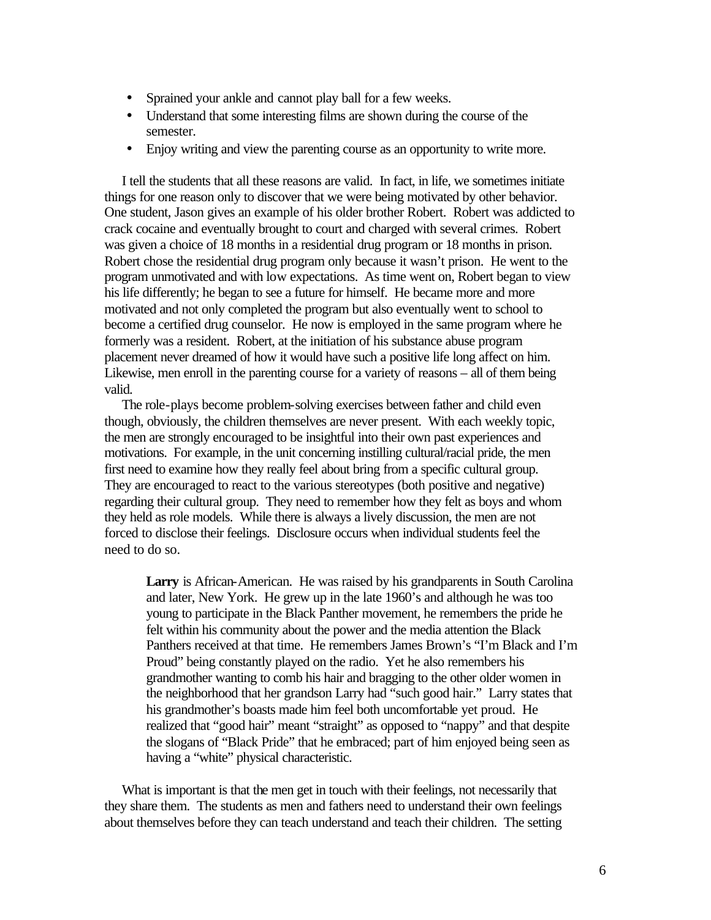- Sprained your ankle and cannot play ball for a few weeks.
- Understand that some interesting films are shown during the course of the semester.
- Enjoy writing and view the parenting course as an opportunity to write more.

I tell the students that all these reasons are valid. In fact, in life, we sometimes initiate things for one reason only to discover that we were being motivated by other behavior. One student, Jason gives an example of his older brother Robert. Robert was addicted to crack cocaine and eventually brought to court and charged with several crimes. Robert was given a choice of 18 months in a residential drug program or 18 months in prison. Robert chose the residential drug program only because it wasn't prison. He went to the program unmotivated and with low expectations. As time went on, Robert began to view his life differently; he began to see a future for himself. He became more and more motivated and not only completed the program but also eventually went to school to become a certified drug counselor. He now is employed in the same program where he formerly was a resident. Robert, at the initiation of his substance abuse program placement never dreamed of how it would have such a positive life long affect on him. Likewise, men enroll in the parenting course for a variety of reasons – all of them being valid.

The role-plays become problem-solving exercises between father and child even though, obviously, the children themselves are never present. With each weekly topic, the men are strongly encouraged to be insightful into their own past experiences and motivations. For example, in the unit concerning instilling cultural/racial pride, the men first need to examine how they really feel about bring from a specific cultural group. They are encouraged to react to the various stereotypes (both positive and negative) regarding their cultural group. They need to remember how they felt as boys and whom they held as role models. While there is always a lively discussion, the men are not forced to disclose their feelings. Disclosure occurs when individual students feel the need to do so.

> **Larry** is African-American. He was raised by his grandparents in South Carolina and later, New York. He grew up in the late 1960's and although he was too young to participate in the Black Panther movement, he remembers the pride he felt within his community about the power and the media attention the Black Panthers received at that time. He remembers James Brown's "I'm Black and I'm Proud" being constantly played on the radio. Yet he also remembers his grandmother wanting to comb his hair and bragging to the other older women in the neighborhood that her grandson Larry had "such good hair." Larry states that his grandmother's boasts made him feel both uncomfortable yet proud. He realized that "good hair" meant "straight" as opposed to "nappy" and that despite the slogans of "Black Pride" that he embraced; part of him enjoyed being seen as having a "white" physical characteristic.

What is important is that the men get in touch with their feelings, not necessarily that they share them. The students as men and fathers need to understand their own feelings about themselves before they can teach understand and teach their children. The setting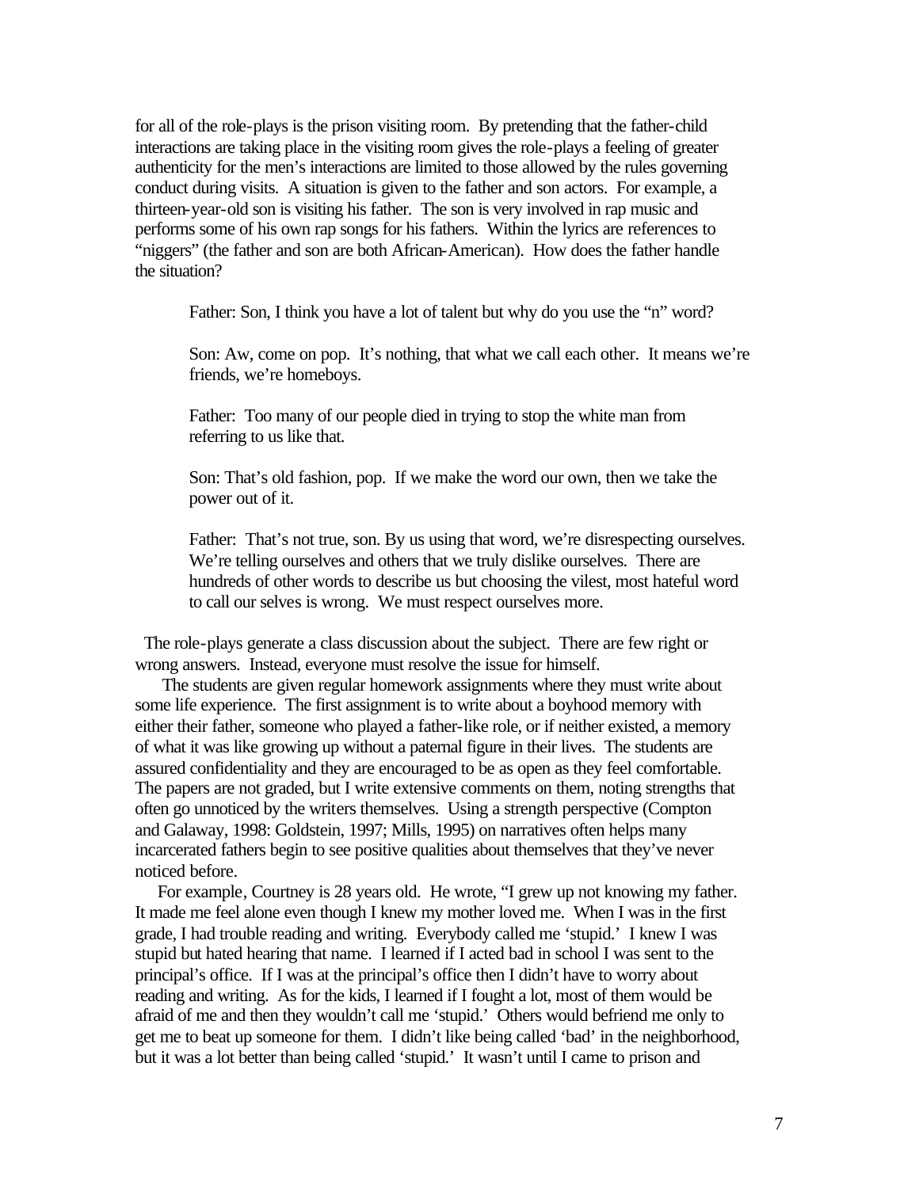for all of the role-plays is the prison visiting room. By pretending that the father-child interactions are taking place in the visiting room gives the role-plays a feeling of greater authenticity for the men's interactions are limited to those allowed by the rules governing conduct during visits. A situation is given to the father and son actors. For example, a thirteen-year-old son is visiting his father. The son is very involved in rap music and performs some of his own rap songs for his fathers. Within the lyrics are references to "niggers" (the father and son are both African-American). How does the father handle the situation?

> Father: Son, I think you have a lot of talent but why do you use the "n" word?
>
> Son: Aw, come on pop. It's nothing, that what we call each other. It means we're friends, we're homeboys.
>
> Father: Too many of our people died in trying to stop the white man from referring to us like that.
>
> Son: That's old fashion, pop. If we make the word our own, then we take the power out of it.
>
> Father: That's not true, son. By us using that word, we're disrespecting ourselves. We're telling ourselves and others that we truly dislike ourselves. There are hundreds of other words to describe us but choosing the vilest, most hateful word to call our selves is wrong. We must respect ourselves more.

The role-plays generate a class discussion about the subject. There are few right or wrong answers. Instead, everyone must resolve the issue for himself.

The students are given regular homework assignments where they must write about some life experience. The first assignment is to write about a boyhood memory with either their father, someone who played a father-like role, or if neither existed, a memory of what it was like growing up without a paternal figure in their lives. The students are assured confidentiality and they are encouraged to be as open as they feel comfortable. The papers are not graded, but I write extensive comments on them, noting strengths that often go unnoticed by the writers themselves. Using a strength perspective (Compton and Galaway, 1998: Goldstein, 1997; Mills, 1995) on narratives often helps many incarcerated fathers begin to see positive qualities about themselves that they've never noticed before.

For example, Courtney is 28 years old. He wrote, "I grew up not knowing my father. It made me feel alone even though I knew my mother loved me. When I was in the first grade, I had trouble reading and writing. Everybody called me 'stupid.' I knew I was stupid but hated hearing that name. I learned if I acted bad in school I was sent to the principal's office. If I was at the principal's office then I didn't have to worry about reading and writing. As for the kids, I learned if I fought a lot, most of them would be afraid of me and then they wouldn't call me 'stupid.' Others would befriend me only to get me to beat up someone for them. I didn't like being called 'bad' in the neighborhood, but it was a lot better than being called 'stupid.' It wasn't until I came to prison and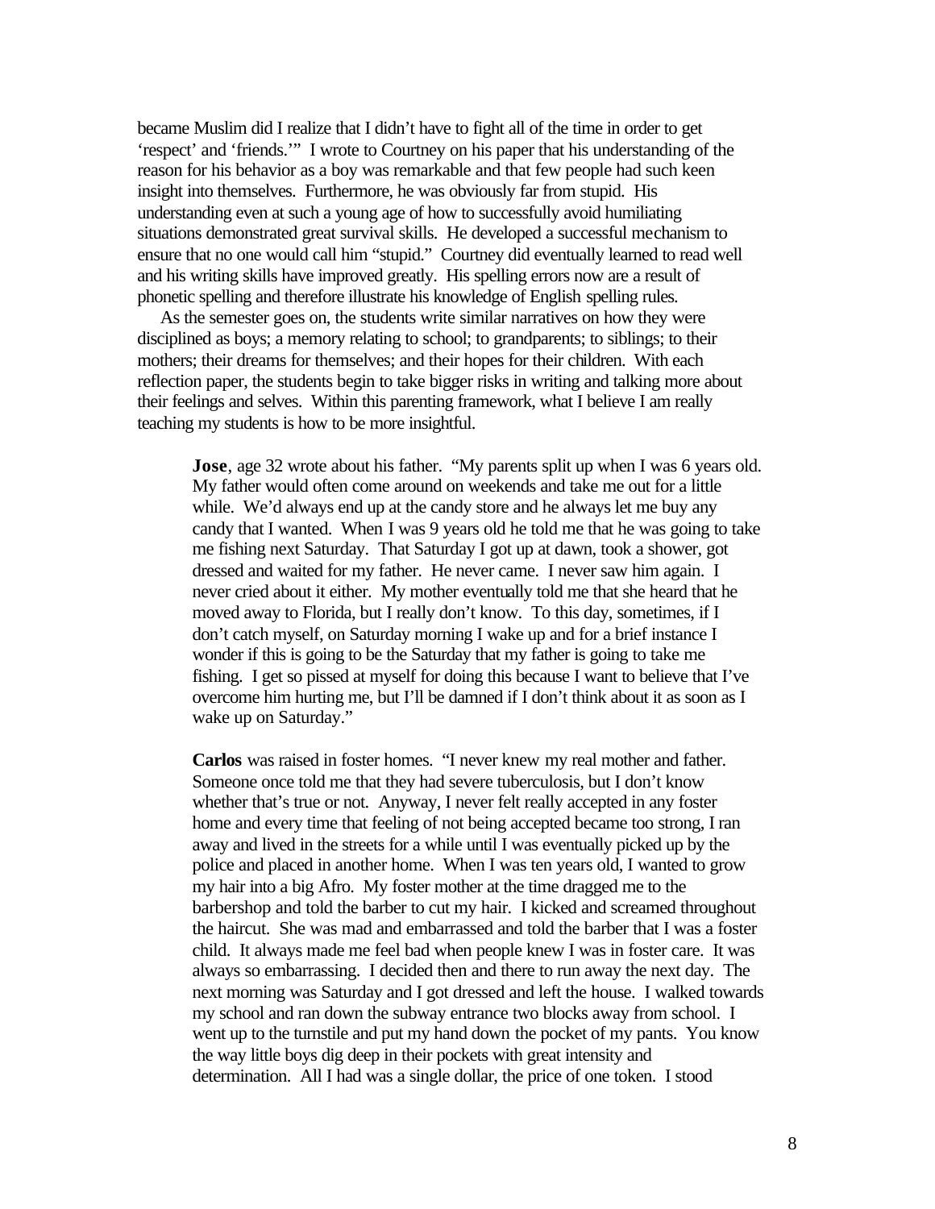became Muslim did I realize that I didn't have to fight all of the time in order to get 'respect' and 'friends.'" I wrote to Courtney on his paper that his understanding of the reason for his behavior as a boy was remarkable and that few people had such keen insight into themselves. Furthermore, he was obviously far from stupid. His understanding even at such a young age of how to successfully avoid humiliating situations demonstrated great survival skills. He developed a successful mechanism to ensure that no one would call him "stupid." Courtney did eventually learned to read well and his writing skills have improved greatly. His spelling errors now are a result of phonetic spelling and therefore illustrate his knowledge of English spelling rules.

As the semester goes on, the students write similar narratives on how they were disciplined as boys; a memory relating to school; to grandparents; to siblings; to their mothers; their dreams for themselves; and their hopes for their children. With each reflection paper, the students begin to take bigger risks in writing and talking more about their feelings and selves. Within this parenting framework, what I believe I am really teaching my students is how to be more insightful.

> **Jose**, age 32 wrote about his father. "My parents split up when I was 6 years old. My father would often come around on weekends and take me out for a little while. We'd always end up at the candy store and he always let me buy any candy that I wanted. When I was 9 years old he told me that he was going to take me fishing next Saturday. That Saturday I got up at dawn, took a shower, got dressed and waited for my father. He never came. I never saw him again. I never cried about it either. My mother eventually told me that she heard that he moved away to Florida, but I really don't know. To this day, sometimes, if I don't catch myself, on Saturday morning I wake up and for a brief instance I wonder if this is going to be the Saturday that my father is going to take me fishing. I get so pissed at myself for doing this because I want to believe that I've overcome him hurting me, but I'll be damned if I don't think about it as soon as I wake up on Saturday."

> **Carlos** was raised in foster homes. "I never knew my real mother and father. Someone once told me that they had severe tuberculosis, but I don't know whether that's true or not. Anyway, I never felt really accepted in any foster home and every time that feeling of not being accepted became too strong, I ran away and lived in the streets for a while until I was eventually picked up by the police and placed in another home. When I was ten years old, I wanted to grow my hair into a big Afro. My foster mother at the time dragged me to the barbershop and told the barber to cut my hair. I kicked and screamed throughout the haircut. She was mad and embarrassed and told the barber that I was a foster child. It always made me feel bad when people knew I was in foster care. It was always so embarrassing. I decided then and there to run away the next day. The next morning was Saturday and I got dressed and left the house. I walked towards my school and ran down the subway entrance two blocks away from school. I went up to the turnstile and put my hand down the pocket of my pants. You know the way little boys dig deep in their pockets with great intensity and determination. All I had was a single dollar, the price of one token. I stood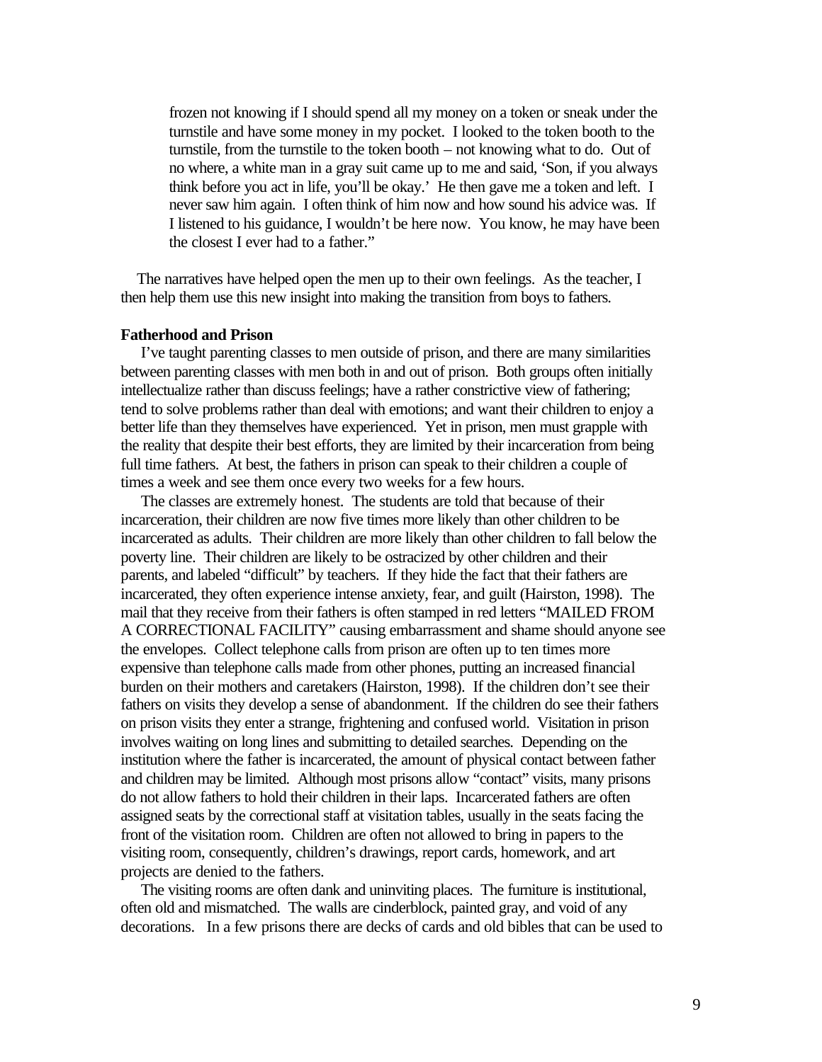> frozen not knowing if I should spend all my money on a token or sneak under the turnstile and have some money in my pocket. I looked to the token booth to the turnstile, from the turnstile to the token booth – not knowing what to do. Out of no where, a white man in a gray suit came up to me and said, 'Son, if you always think before you act in life, you'll be okay.' He then gave me a token and left. I never saw him again. I often think of him now and how sound his advice was. If I listened to his guidance, I wouldn't be here now. You know, he may have been the closest I ever had to a father."

The narratives have helped open the men up to their own feelings. As the teacher, I then help them use this new insight into making the transition from boys to fathers.

**Fatherhood and Prison**

I've taught parenting classes to men outside of prison, and there are many similarities between parenting classes with men both in and out of prison. Both groups often initially intellectualize rather than discuss feelings; have a rather constrictive view of fathering; tend to solve problems rather than deal with emotions; and want their children to enjoy a better life than they themselves have experienced. Yet in prison, men must grapple with the reality that despite their best efforts, they are limited by their incarceration from being full time fathers. At best, the fathers in prison can speak to their children a couple of times a week and see them once every two weeks for a few hours.

The classes are extremely honest. The students are told that because of their incarceration, their children are now five times more likely than other children to be incarcerated as adults. Their children are more likely than other children to fall below the poverty line. Their children are likely to be ostracized by other children and their parents, and labeled "difficult" by teachers. If they hide the fact that their fathers are incarcerated, they often experience intense anxiety, fear, and guilt (Hairston, 1998). The mail that they receive from their fathers is often stamped in red letters "MAILED FROM A CORRECTIONAL FACILITY" causing embarrassment and shame should anyone see the envelopes. Collect telephone calls from prison are often up to ten times more expensive than telephone calls made from other phones, putting an increased financial burden on their mothers and caretakers (Hairston, 1998). If the children don't see their fathers on visits they develop a sense of abandonment. If the children do see their fathers on prison visits they enter a strange, frightening and confused world. Visitation in prison involves waiting on long lines and submitting to detailed searches. Depending on the institution where the father is incarcerated, the amount of physical contact between father and children may be limited. Although most prisons allow "contact" visits, many prisons do not allow fathers to hold their children in their laps. Incarcerated fathers are often assigned seats by the correctional staff at visitation tables, usually in the seats facing the front of the visitation room. Children are often not allowed to bring in papers to the visiting room, consequently, children's drawings, report cards, homework, and art projects are denied to the fathers.

The visiting rooms are often dank and uninviting places. The furniture is institutional, often old and mismatched. The walls are cinderblock, painted gray, and void of any decorations. In a few prisons there are decks of cards and old bibles that can be used to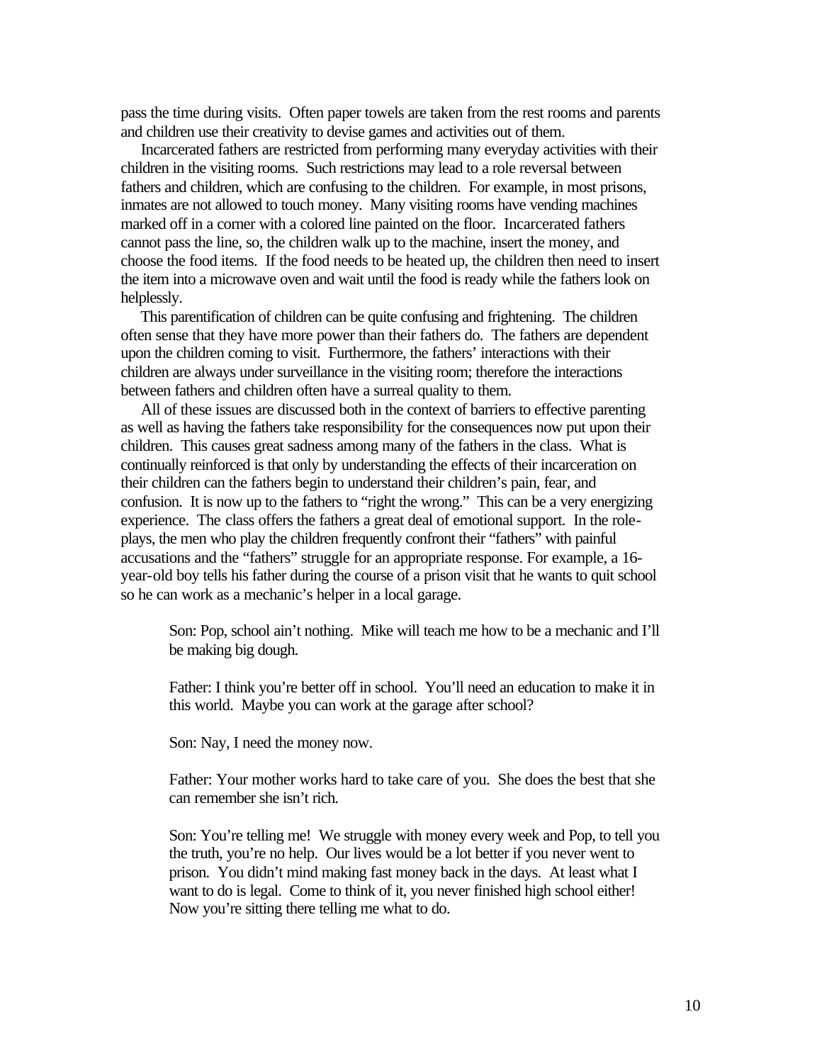pass the time during visits. Often paper towels are taken from the rest rooms and parents and children use their creativity to devise games and activities out of them.

Incarcerated fathers are restricted from performing many everyday activities with their children in the visiting rooms. Such restrictions may lead to a role reversal between fathers and children, which are confusing to the children. For example, in most prisons, inmates are not allowed to touch money. Many visiting rooms have vending machines marked off in a corner with a colored line painted on the floor. Incarcerated fathers cannot pass the line, so, the children walk up to the machine, insert the money, and choose the food items. If the food needs to be heated up, the children then need to insert the item into a microwave oven and wait until the food is ready while the fathers look on helplessly.

This parentification of children can be quite confusing and frightening. The children often sense that they have more power than their fathers do. The fathers are dependent upon the children coming to visit. Furthermore, the fathers' interactions with their children are always under surveillance in the visiting room; therefore the interactions between fathers and children often have a surreal quality to them.

All of these issues are discussed both in the context of barriers to effective parenting as well as having the fathers take responsibility for the consequences now put upon their children. This causes great sadness among many of the fathers in the class. What is continually reinforced is that only by understanding the effects of their incarceration on their children can the fathers begin to understand their children's pain, fear, and confusion. It is now up to the fathers to "right the wrong." This can be a very energizing experience. The class offers the fathers a great deal of emotional support. In the role-plays, the men who play the children frequently confront their "fathers" with painful accusations and the "fathers" struggle for an appropriate response. For example, a 16-year-old boy tells his father during the course of a prison visit that he wants to quit school so he can work as a mechanic's helper in a local garage.

> Son: Pop, school ain't nothing. Mike will teach me how to be a mechanic and I'll be making big dough.
>
> Father: I think you're better off in school. You'll need an education to make it in this world. Maybe you can work at the garage after school?
>
> Son: Nay, I need the money now.
>
> Father: Your mother works hard to take care of you. She does the best that she can remember she isn't rich.
>
> Son: You're telling me! We struggle with money every week and Pop, to tell you the truth, you're no help. Our lives would be a lot better if you never went to prison. You didn't mind making fast money back in the days. At least what I want to do is legal. Come to think of it, you never finished high school either! Now you're sitting there telling me what to do.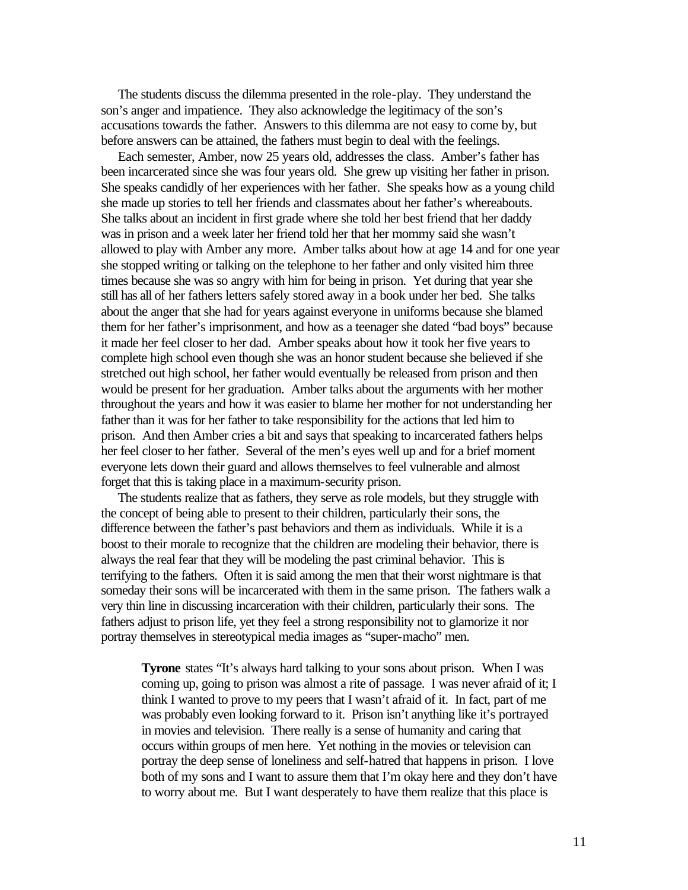The students discuss the dilemma presented in the role-play. They understand the son's anger and impatience. They also acknowledge the legitimacy of the son's accusations towards the father. Answers to this dilemma are not easy to come by, but before answers can be attained, the fathers must begin to deal with the feelings.

Each semester, Amber, now 25 years old, addresses the class. Amber's father has been incarcerated since she was four years old. She grew up visiting her father in prison. She speaks candidly of her experiences with her father. She speaks how as a young child she made up stories to tell her friends and classmates about her father's whereabouts. She talks about an incident in first grade where she told her best friend that her daddy was in prison and a week later her friend told her that her mommy said she wasn't allowed to play with Amber any more. Amber talks about how at age 14 and for one year she stopped writing or talking on the telephone to her father and only visited him three times because she was so angry with him for being in prison. Yet during that year she still has all of her fathers letters safely stored away in a book under her bed. She talks about the anger that she had for years against everyone in uniforms because she blamed them for her father's imprisonment, and how as a teenager she dated "bad boys" because it made her feel closer to her dad. Amber speaks about how it took her five years to complete high school even though she was an honor student because she believed if she stretched out high school, her father would eventually be released from prison and then would be present for her graduation. Amber talks about the arguments with her mother throughout the years and how it was easier to blame her mother for not understanding her father than it was for her father to take responsibility for the actions that led him to prison. And then Amber cries a bit and says that speaking to incarcerated fathers helps her feel closer to her father. Several of the men's eyes well up and for a brief moment everyone lets down their guard and allows themselves to feel vulnerable and almost forget that this is taking place in a maximum-security prison.

The students realize that as fathers, they serve as role models, but they struggle with the concept of being able to present to their children, particularly their sons, the difference between the father's past behaviors and them as individuals. While it is a boost to their morale to recognize that the children are modeling their behavior, there is always the real fear that they will be modeling the past criminal behavior. This is terrifying to the fathers. Often it is said among the men that their worst nightmare is that someday their sons will be incarcerated with them in the same prison. The fathers walk a very thin line in discussing incarceration with their children, particularly their sons. The fathers adjust to prison life, yet they feel a strong responsibility not to glamorize it nor portray themselves in stereotypical media images as "super-macho" men.

> **Tyrone** states "It's always hard talking to your sons about prison. When I was coming up, going to prison was almost a rite of passage. I was never afraid of it; I think I wanted to prove to my peers that I wasn't afraid of it. In fact, part of me was probably even looking forward to it. Prison isn't anything like it's portrayed in movies and television. There really is a sense of humanity and caring that occurs within groups of men here. Yet nothing in the movies or television can portray the deep sense of loneliness and self-hatred that happens in prison. I love both of my sons and I want to assure them that I'm okay here and they don't have to worry about me. But I want desperately to have them realize that this place is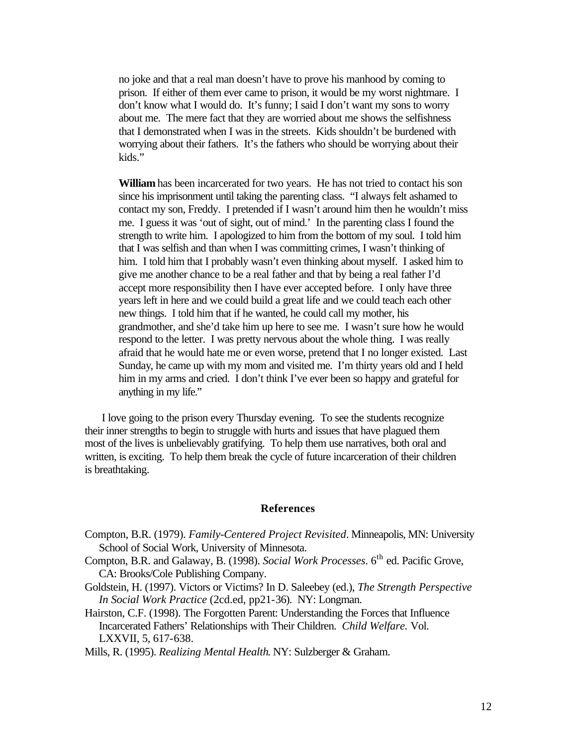> no joke and that a real man doesn't have to prove his manhood by coming to prison. If either of them ever came to prison, it would be my worst nightmare. I don't know what I would do. It's funny; I said I don't want my sons to worry about me. The mere fact that they are worried about me shows the selfishness that I demonstrated when I was in the streets. Kids shouldn't be burdened with worrying about their fathers. It's the fathers who should be worrying about their kids."

> **William** has been incarcerated for two years. He has not tried to contact his son since his imprisonment until taking the parenting class. "I always felt ashamed to contact my son, Freddy. I pretended if I wasn't around him then he wouldn't miss me. I guess it was 'out of sight, out of mind.' In the parenting class I found the strength to write him. I apologized to him from the bottom of my soul. I told him that I was selfish and than when I was committing crimes, I wasn't thinking of him. I told him that I probably wasn't even thinking about myself. I asked him to give me another chance to be a real father and that by being a real father I'd accept more responsibility then I have ever accepted before. I only have three years left in here and we could build a great life and we could teach each other new things. I told him that if he wanted, he could call my mother, his grandmother, and she'd take him up here to see me. I wasn't sure how he would respond to the letter. I was pretty nervous about the whole thing. I was really afraid that he would hate me or even worse, pretend that I no longer existed. Last Sunday, he came up with my mom and visited me. I'm thirty years old and I held him in my arms and cried. I don't think I've ever been so happy and grateful for anything in my life."

I love going to the prison every Thursday evening. To see the students recognize their inner strengths to begin to struggle with hurts and issues that have plagued them most of the lives is unbelievably gratifying. To help them use narratives, both oral and written, is exciting. To help them break the cycle of future incarceration of their children is breathtaking.

## References

Compton, B.R. (1979). *Family-Centered Project Revisited*. Minneapolis, MN: University School of Social Work, University of Minnesota.

Compton, B.R. and Galaway, B. (1998). *Social Work Processes*. 6th ed. Pacific Grove, CA: Brooks/Cole Publishing Company.

Goldstein, H. (1997). Victors or Victims? In D. Saleebey (ed.), *The Strength Perspective In Social Work Practice* (2cd.ed, pp21-36). NY: Longman.

Hairston, C.F. (1998). The Forgotten Parent: Understanding the Forces that Influence Incarcerated Fathers' Relationships with Their Children. *Child Welfare.* Vol. LXXVII, 5, 617-638.

Mills, R. (1995). *Realizing Mental Health*. NY: Sulzberger & Graham.